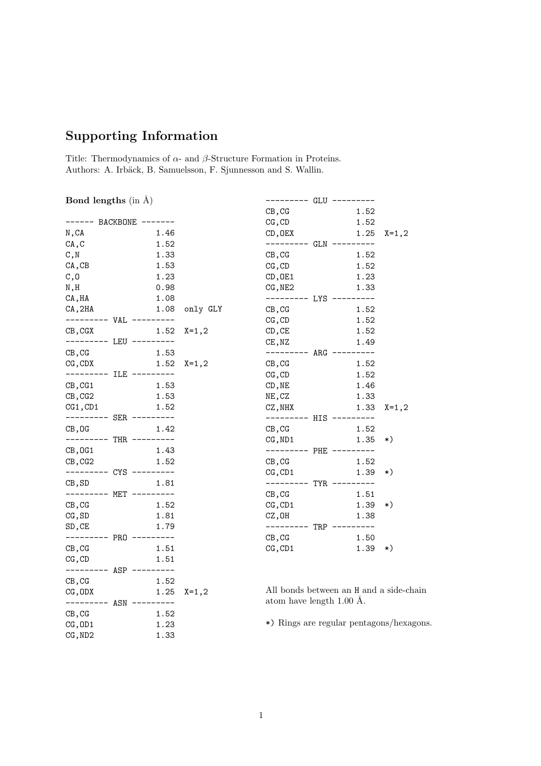# Supporting Information

Title: Thermodynamics of $\alpha$- and $\beta$-Structure Formation in Proteins.
Authors: A. Irbäck, B. Samuelsson, F. Sjunnesson and S. Wallin.

**Bond lengths** (in Å)

```
------ BACKBONE -------
N,CA              1.46
CA,C              1.52
C,N               1.33
CA,CB             1.53
C,O               1.23
N,H               0.98
CA,HA             1.08
CA,2HA            1.08  only GLY
--------- VAL ---------
CB,CGX            1.52  X=1,2
--------- LEU ---------
CB,CG             1.53
CG,CDX            1.52  X=1,2
--------- ILE ---------
CB,CG1            1.53
CB,CG2            1.53
CG1,CD1           1.52
--------- SER ---------
CB,OG             1.42
--------- THR ---------
CB,OG1            1.43
CB,CG2            1.52
--------- CYS ---------
CB,SD             1.81
--------- MET ---------
CB,CG             1.52
CG,SD             1.81
SD,CE             1.79
--------- PRO ---------
CB,CG             1.51
CG,CD             1.51
--------- ASP ---------
CB,CG             1.52
CG,ODX            1.25  X=1,2
--------- ASN ---------
CB,CG             1.52
CG,OD1            1.23
CG,ND2            1.33
--------- GLU ---------
CB,CG             1.52
CG,CD             1.52
CD,OEX            1.25  X=1,2
--------- GLN ---------
CB,CG             1.52
CG,CD             1.52
CD,OE1            1.23
CG,NE2            1.33
--------- LYS ---------
CB,CG             1.52
CG,CD             1.52
CD,CE             1.52
CE,NZ             1.49
--------- ARG ---------
CB,CG             1.52
CG,CD             1.52
CD,NE             1.46
NE,CZ             1.33
CZ,NHX            1.33  X=1,2
--------- HIS ---------
CB,CG             1.52
CG,ND1            1.35  *)
--------- PHE ---------
CB,CG             1.52
CG,CD1            1.39  *)
--------- TYR ---------
CB,CG             1.51
CG,CD1            1.39  *)
CZ,OH             1.38
--------- TRP ---------
CB,CG             1.50
CG,CD1            1.39  *)
```

All bonds between an H and a side-chain atom have length 1.00 Å.

*) Rings are regular pentagons/hexagons.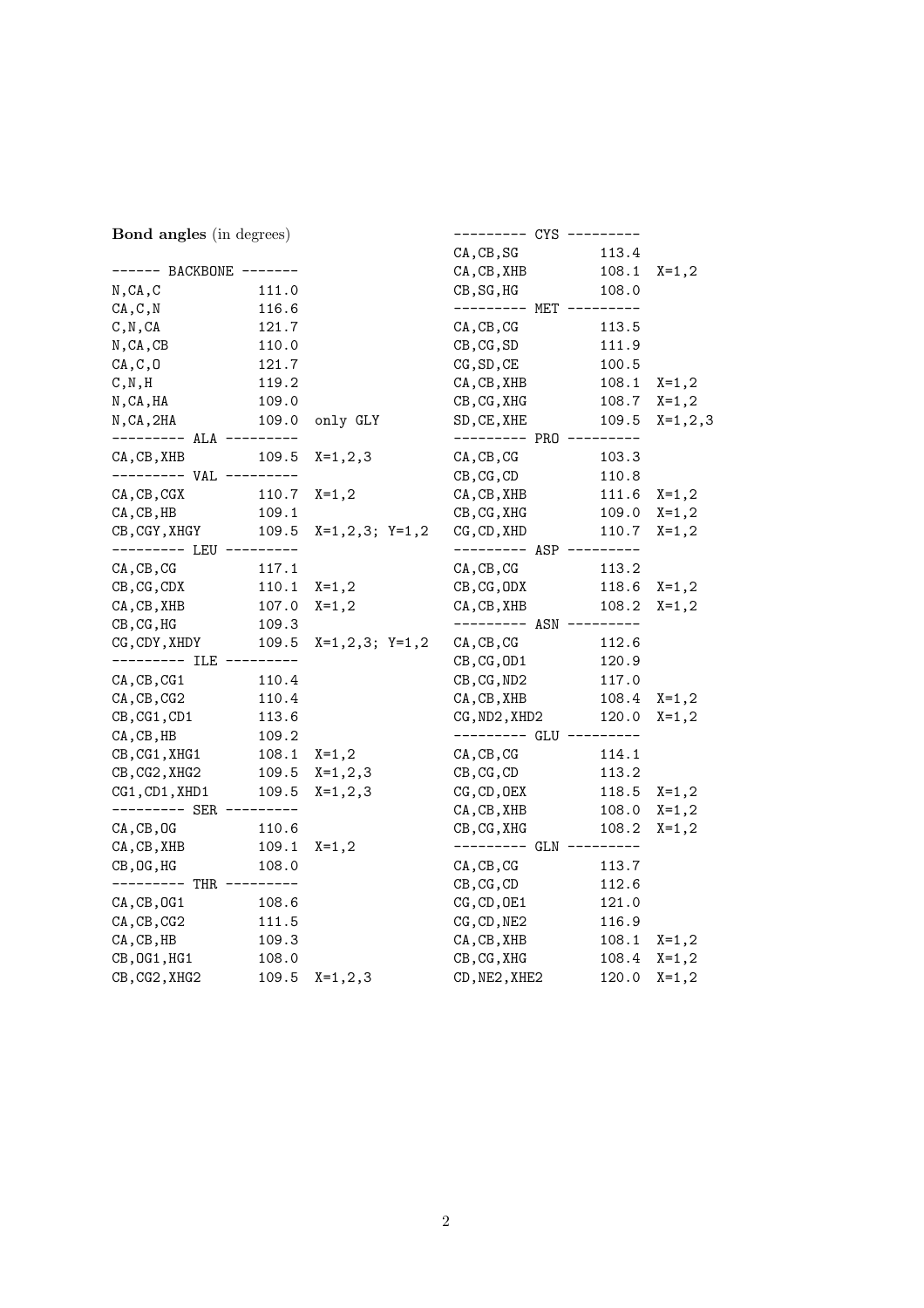**Bond angles** (in degrees)

| Atoms | Angle | Note |
|---|---|---|
| ------ BACKBONE ------- | | |
| N,CA,C | 111.0 | |
| CA,C,N | 116.6 | |
| C,N,CA | 121.7 | |
| N,CA,CB | 110.0 | |
| CA,C,O | 121.7 | |
| C,N,H | 119.2 | |
| N,CA,HA | 109.0 | |
| N,CA,2HA | 109.0 | only GLY |
| --------- ALA --------- | | |
| CA,CB,XHB | 109.5 | X=1,2,3 |
| --------- VAL --------- | | |
| CA,CB,CGX | 110.7 | X=1,2 |
| CA,CB,HB | 109.1 | |
| CB,CGY,XHGY | 109.5 | X=1,2,3; Y=1,2 |
| --------- LEU --------- | | |
| CA,CB,CG | 117.1 | |
| CB,CG,CDX | 110.1 | X=1,2 |
| CA,CB,XHB | 107.0 | X=1,2 |
| CB,CG,HG | 109.3 | |
| CG,CDY,XHDY | 109.5 | X=1,2,3; Y=1,2 |
| --------- ILE --------- | | |
| CA,CB,CG1 | 110.4 | |
| CA,CB,CG2 | 110.4 | |
| CB,CG1,CD1 | 113.6 | |
| CA,CB,HB | 109.2 | |
| CB,CG1,XHG1 | 108.1 | X=1,2 |
| CB,CG2,XHG2 | 109.5 | X=1,2,3 |
| CG1,CD1,XHD1 | 109.5 | X=1,2,3 |
| --------- SER --------- | | |
| CA,CB,OG | 110.6 | |
| CA,CB,XHB | 109.1 | X=1,2 |
| CB,OG,HG | 108.0 | |
| --------- THR --------- | | |
| CA,CB,OG1 | 108.6 | |
| CA,CB,CG2 | 111.5 | |
| CA,CB,HB | 109.3 | |
| CB,OG1,HG1 | 108.0 | |
| CB,CG2,XHG2 | 109.5 | X=1,2,3 |
| --------- CYS --------- | | |
| CA,CB,SG | 113.4 | |
| CA,CB,XHB | 108.1 | X=1,2 |
| CB,SG,HG | 108.0 | |
| --------- MET --------- | | |
| CA,CB,CG | 113.5 | |
| CB,CG,SD | 111.9 | |
| CG,SD,CE | 100.5 | |
| CA,CB,XHB | 108.1 | X=1,2 |
| CB,CG,XHG | 108.7 | X=1,2 |
| SD,CE,XHE | 109.5 | X=1,2,3 |
| --------- PRO --------- | | |
| CA,CB,CG | 103.3 | |
| CB,CG,CD | 110.8 | |
| CA,CB,XHB | 111.6 | X=1,2 |
| CB,CG,XHG | 109.0 | X=1,2 |
| CG,CD,XHD | 110.7 | X=1,2 |
| --------- ASP --------- | | |
| CA,CB,CG | 113.2 | |
| CB,CG,ODX | 118.6 | X=1,2 |
| CA,CB,XHB | 108.2 | X=1,2 |
| --------- ASN --------- | | |
| CA,CB,CG | 112.6 | |
| CB,CG,OD1 | 120.9 | |
| CB,CG,ND2 | 117.0 | |
| CA,CB,XHB | 108.4 | X=1,2 |
| CG,ND2,XHD2 | 120.0 | X=1,2 |
| --------- GLU --------- | | |
| CA,CB,CG | 114.1 | |
| CB,CG,CD | 113.2 | |
| CG,CD,OEX | 118.5 | X=1,2 |
| CA,CB,XHB | 108.0 | X=1,2 |
| CB,CG,XHG | 108.2 | X=1,2 |
| --------- GLN --------- | | |
| CA,CB,CG | 113.7 | |
| CB,CG,CD | 112.6 | |
| CG,CD,OE1 | 121.0 | |
| CG,CD,NE2 | 116.9 | |
| CA,CB,XHB | 108.1 | X=1,2 |
| CB,CG,XHG | 108.4 | X=1,2 |
| CD,NE2,XHE2 | 120.0 | X=1,2 |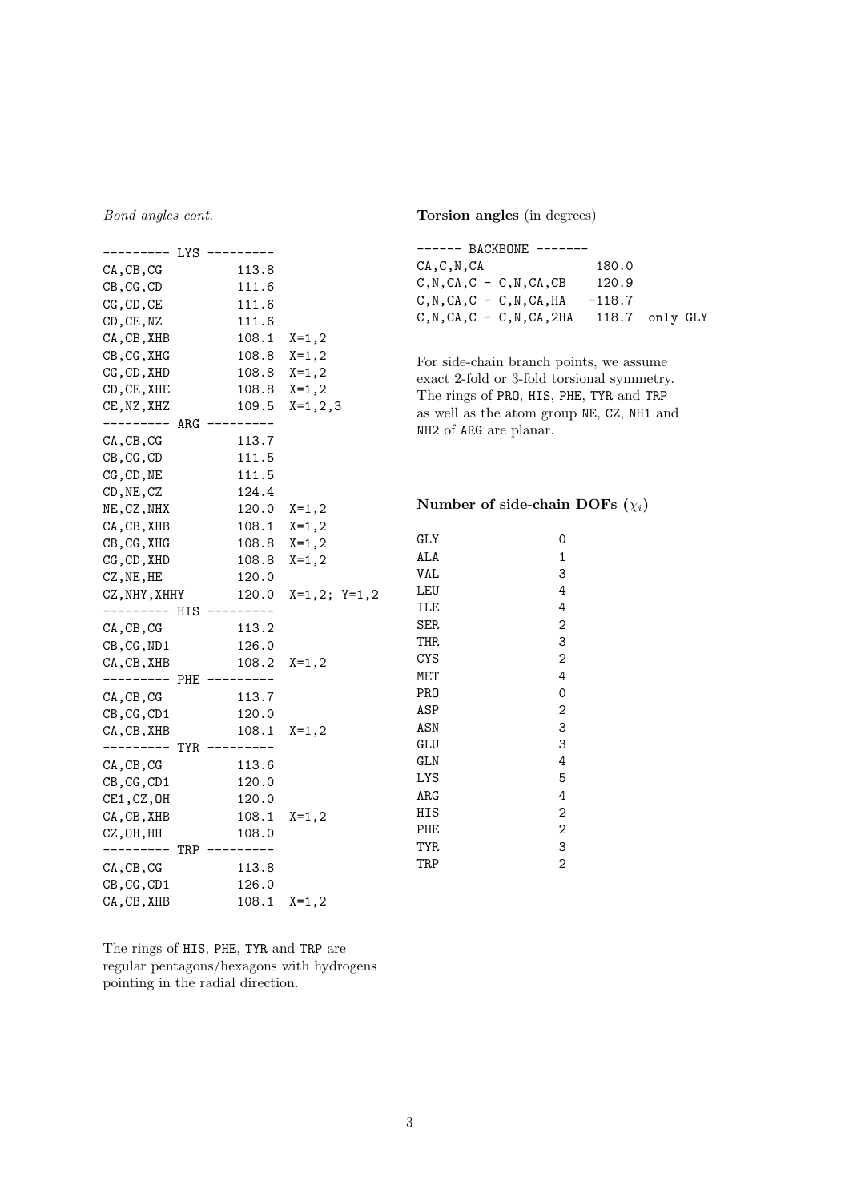*Bond angles cont.*

| | | |
|---|---|---|
| --------- LYS --------- | | |
| CA,CB,CG | 113.8 | |
| CB,CG,CD | 111.6 | |
| CG,CD,CE | 111.6 | |
| CD,CE,NZ | 111.6 | |
| CA,CB,XHB | 108.1 | X=1,2 |
| CB,CG,XHG | 108.8 | X=1,2 |
| CG,CD,XHD | 108.8 | X=1,2 |
| CD,CE,XHE | 108.8 | X=1,2 |
| CE,NZ,XHZ | 109.5 | X=1,2,3 |
| --------- ARG --------- | | |
| CA,CB,CG | 113.7 | |
| CB,CG,CD | 111.5 | |
| CG,CD,NE | 111.5 | |
| CD,NE,CZ | 124.4 | |
| NE,CZ,NHX | 120.0 | X=1,2 |
| CA,CB,XHB | 108.1 | X=1,2 |
| CB,CG,XHG | 108.8 | X=1,2 |
| CG,CD,XHD | 108.8 | X=1,2 |
| CZ,NE,HE | 120.0 | |
| CZ,NHY,XHHY | 120.0 | X=1,2; Y=1,2 |
| --------- HIS --------- | | |
| CA,CB,CG | 113.2 | |
| CB,CG,ND1 | 126.0 | |
| CA,CB,XHB | 108.2 | X=1,2 |
| --------- PHE --------- | | |
| CA,CB,CG | 113.7 | |
| CB,CG,CD1 | 120.0 | |
| CA,CB,XHB | 108.1 | X=1,2 |
| --------- TYR --------- | | |
| CA,CB,CG | 113.6 | |
| CB,CG,CD1 | 120.0 | |
| CE1,CZ,OH | 120.0 | |
| CA,CB,XHB | 108.1 | X=1,2 |
| CZ,OH,HH | 108.0 | |
| --------- TRP --------- | | |
| CA,CB,CG | 113.8 | |
| CB,CG,CD1 | 126.0 | |
| CA,CB,XHB | 108.1 | X=1,2 |

The rings of HIS, PHE, TYR and TRP are regular pentagons/hexagons with hydrogens pointing in the radial direction.

**Torsion angles** (in degrees)

| | | |
|---|---|---|
| ------ BACKBONE ------- | | |
| CA,C,N,CA | 180.0 | |
| C,N,CA,C - C,N,CA,CB | 120.9 | |
| C,N,CA,C - C,N,CA,HA | -118.7 | |
| C,N,CA,C - C,N,CA,2HA | 118.7 | only GLY |

For side-chain branch points, we assume exact 2-fold or 3-fold torsional symmetry. The rings of PRO, HIS, PHE, TYR and TRP as well as the atom group NE, CZ, NH1 and NH2 of ARG are planar.

**Number of side-chain DOFs ($\chi_i$)**

| | |
|---|---|
| GLY | 0 |
| ALA | 1 |
| VAL | 3 |
| LEU | 4 |
| ILE | 4 |
| SER | 2 |
| THR | 3 |
| CYS | 2 |
| MET | 4 |
| PRO | 0 |
| ASP | 2 |
| ASN | 3 |
| GLU | 3 |
| GLN | 4 |
| LYS | 5 |
| ARG | 4 |
| HIS | 2 |
| PHE | 2 |
| TYR | 3 |
| TRP | 2 |